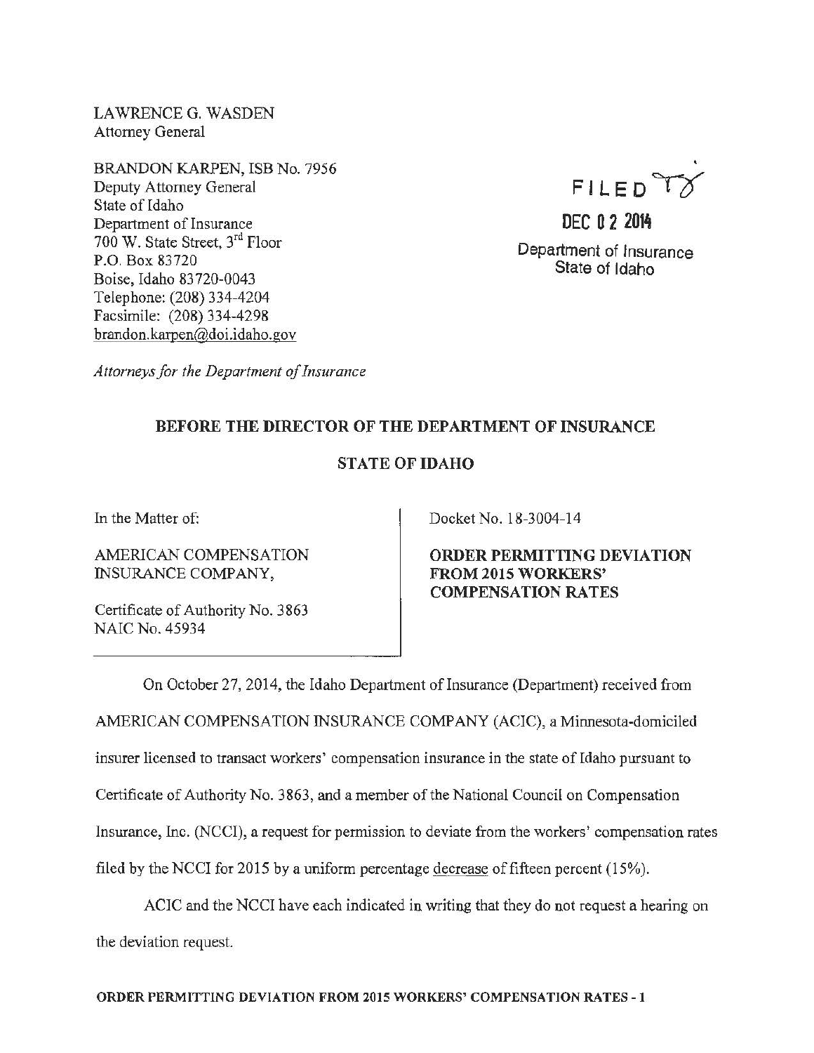LAWRENCE G. WASDEN
Attorney General

BRANDON KARPEN, ISB No. 7956
Deputy Attorney General
State of Idaho
Department of Insurance
700 W. State Street, 3rd Floor
P.O. Box 83720
Boise, Idaho 83720-0043
Telephone: (208) 334-4204
Facsimile: (208) 334-4298
brandon.karpen@doi.idaho.gov

*Attorneys for the Department of Insurance*

FILED

DEC 02 2014

Department of Insurance
State of Idaho

**BEFORE THE DIRECTOR OF THE DEPARTMENT OF INSURANCE**

**STATE OF IDAHO**

In the Matter of:

AMERICAN COMPENSATION INSURANCE COMPANY,

Certificate of Authority No. 3863
NAIC No. 45934

Docket No. 18-3004-14

**ORDER PERMITTING DEVIATION FROM 2015 WORKERS' COMPENSATION RATES**

On October 27, 2014, the Idaho Department of Insurance (Department) received from AMERICAN COMPENSATION INSURANCE COMPANY (ACIC), a Minnesota-domiciled insurer licensed to transact workers' compensation insurance in the state of Idaho pursuant to Certificate of Authority No. 3863, and a member of the National Council on Compensation Insurance, Inc. (NCCI), a request for permission to deviate from the workers' compensation rates filed by the NCCI for 2015 by a uniform percentage decrease of fifteen percent (15%).

ACIC and the NCCI have each indicated in writing that they do not request a hearing on the deviation request.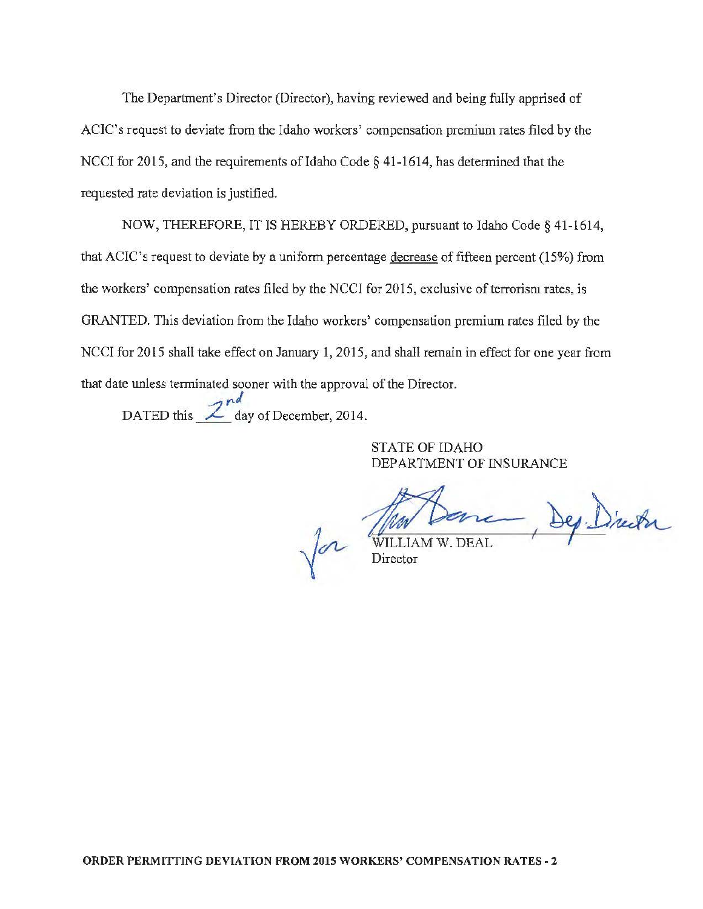The Department's Director (Director), having reviewed and being fully apprised of ACIC's request to deviate from the Idaho workers' compensation premium rates filed by the NCCI for 2015, and the requirements of Idaho Code § 41-1614, has determined that the requested rate deviation is justified.

NOW, THEREFORE, IT IS HEREBY ORDERED, pursuant to Idaho Code § 41-1614, that ACIC's request to deviate by a uniform percentage decrease of fifteen percent (15%) from the workers' compensation rates filed by the NCCI for 2015, exclusive of terrorism rates, is GRANTED. This deviation from the Idaho workers' compensation premium rates filed by the NCCI for 2015 shall take effect on January 1, 2015, and shall remain in effect for one year from that date unless terminated sooner with the approval of the Director.

DATED this 2nd day of December, 2014.

STATE OF IDAHO
DEPARTMENT OF INSURANCE

for [signature], Dep. Director
WILLIAM W. DEAL
Director

**ORDER PERMITTING DEVIATION FROM 2015 WORKERS' COMPENSATION RATES - 2**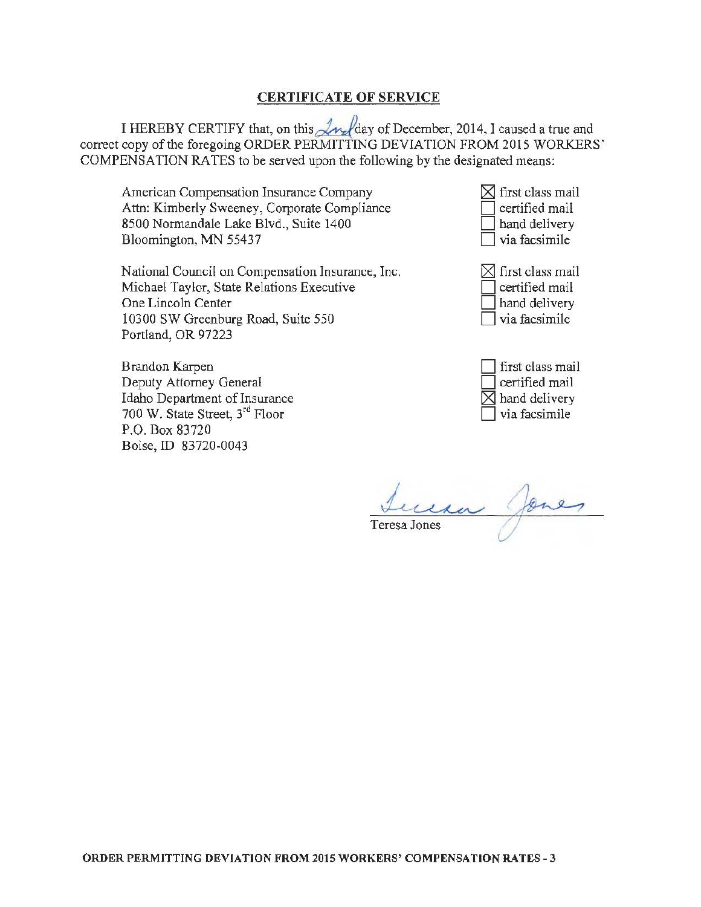## CERTIFICATE OF SERVICE

I HEREBY CERTIFY that, on this 2nd day of December, 2014, I caused a true and correct copy of the foregoing ORDER PERMITTING DEVIATION FROM 2015 WORKERS' COMPENSATION RATES to be served upon the following by the designated means:

American Compensation Insurance Company
Attn: Kimberly Sweeney, Corporate Compliance
8500 Normandale Lake Blvd., Suite 1400
Bloomington, MN 55437

- [x] first class mail
- [ ] certified mail
- [ ] hand delivery
- [ ] via facsimile

National Council on Compensation Insurance, Inc.
Michael Taylor, State Relations Executive
One Lincoln Center
10300 SW Greenburg Road, Suite 550
Portland, OR 97223

- [x] first class mail
- [ ] certified mail
- [ ] hand delivery
- [ ] via facsimile

Brandon Karpen
Deputy Attorney General
Idaho Department of Insurance
700 W. State Street, 3rd Floor
P.O. Box 83720
Boise, ID 83720-0043

- [ ] first class mail
- [ ] certified mail
- [x] hand delivery
- [ ] via facsimile

Teresa Jones